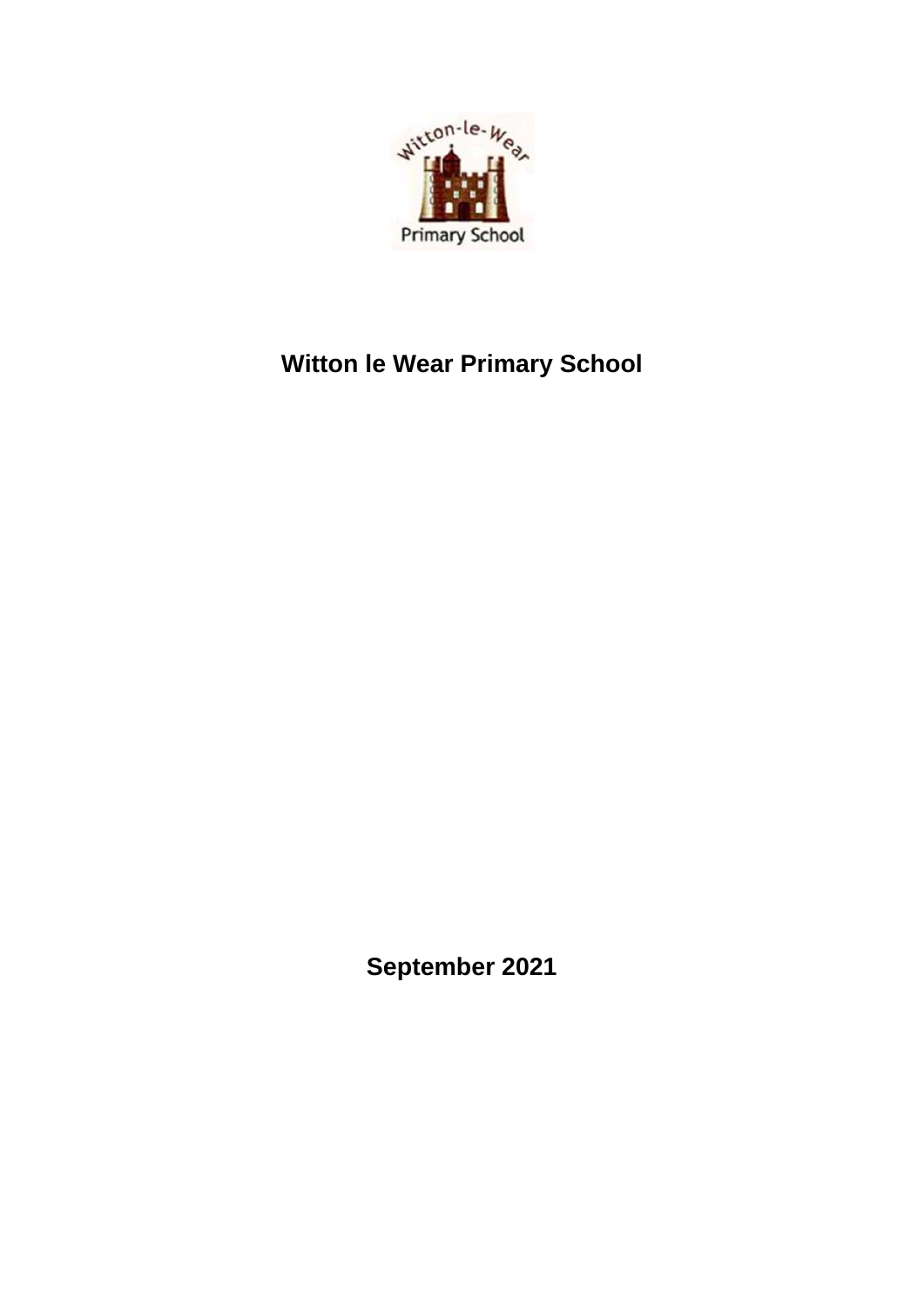# Witton le Wear Primary School

**September 2021**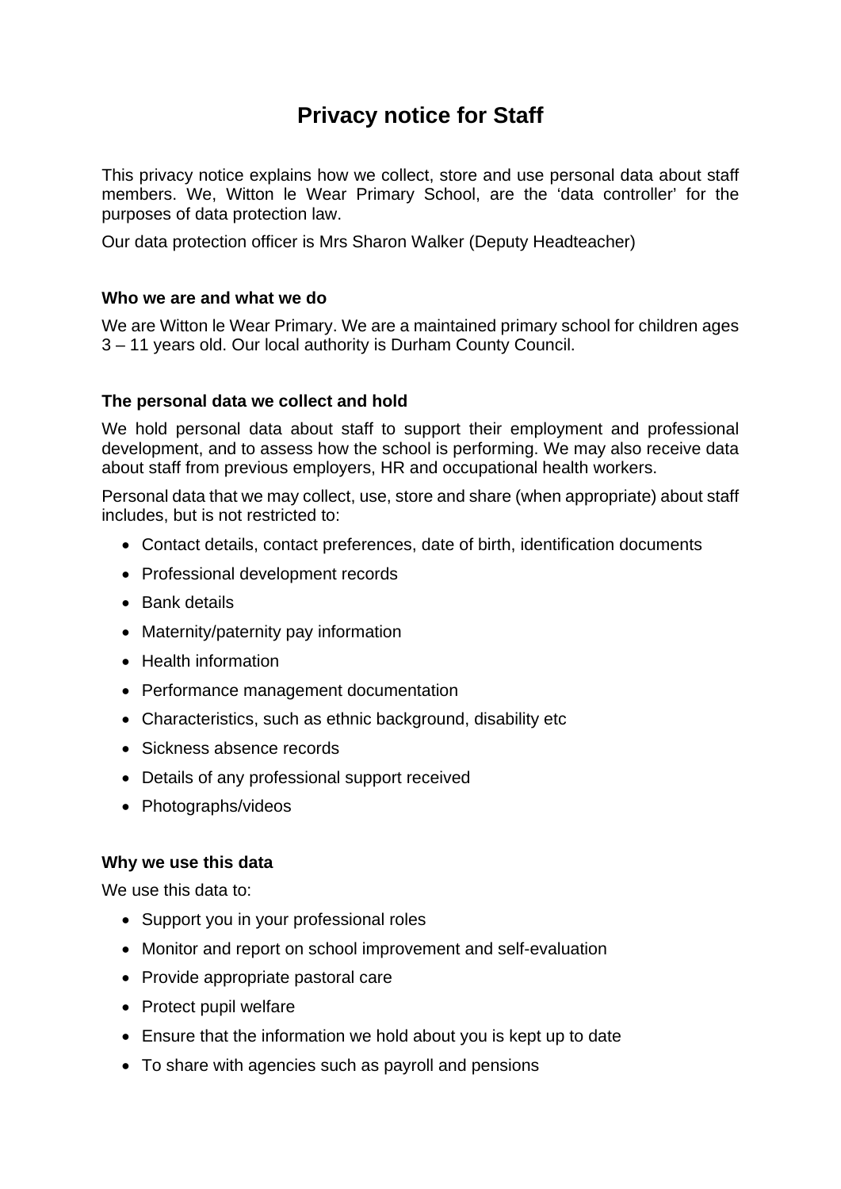# Privacy notice for Staff

This privacy notice explains how we collect, store and use personal data about staff members. We, Witton le Wear Primary School, are the 'data controller' for the purposes of data protection law.

Our data protection officer is Mrs Sharon Walker (Deputy Headteacher)

### Who we are and what we do

We are Witton le Wear Primary. We are a maintained primary school for children ages 3 – 11 years old. Our local authority is Durham County Council.

### The personal data we collect and hold

We hold personal data about staff to support their employment and professional development, and to assess how the school is performing. We may also receive data about staff from previous employers, HR and occupational health workers.

Personal data that we may collect, use, store and share (when appropriate) about staff includes, but is not restricted to:

- Contact details, contact preferences, date of birth, identification documents
- Professional development records
- Bank details
- Maternity/paternity pay information
- Health information
- Performance management documentation
- Characteristics, such as ethnic background, disability etc
- Sickness absence records
- Details of any professional support received
- Photographs/videos

### Why we use this data

We use this data to:

- Support you in your professional roles
- Monitor and report on school improvement and self-evaluation
- Provide appropriate pastoral care
- Protect pupil welfare
- Ensure that the information we hold about you is kept up to date
- To share with agencies such as payroll and pensions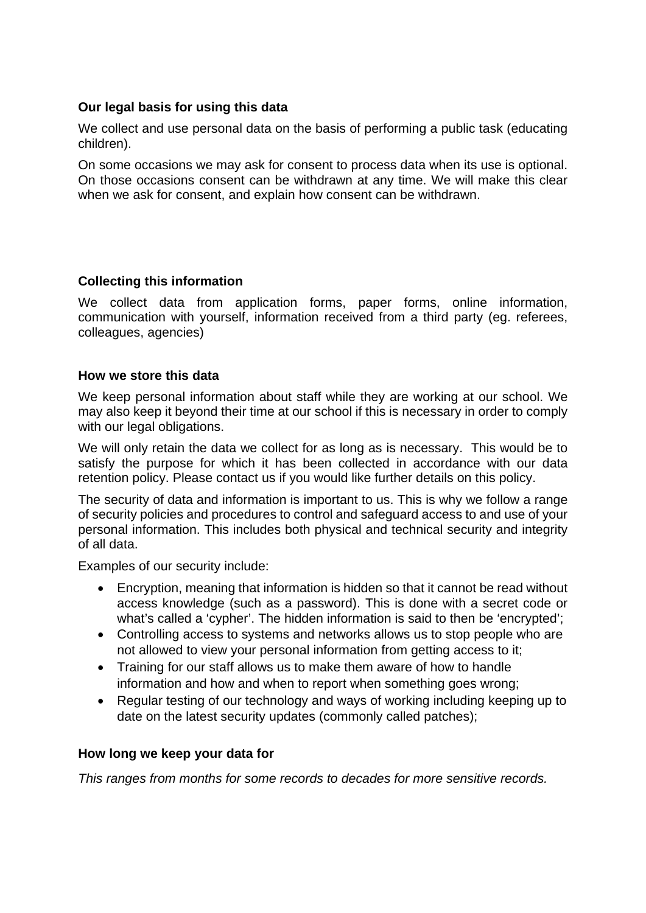**Our legal basis for using this data**

We collect and use personal data on the basis of performing a public task (educating children).

On some occasions we may ask for consent to process data when its use is optional. On those occasions consent can be withdrawn at any time. We will make this clear when we ask for consent, and explain how consent can be withdrawn.

**Collecting this information**

We collect data from application forms, paper forms, online information, communication with yourself, information received from a third party (eg. referees, colleagues, agencies)

**How we store this data**

We keep personal information about staff while they are working at our school. We may also keep it beyond their time at our school if this is necessary in order to comply with our legal obligations.

We will only retain the data we collect for as long as is necessary. This would be to satisfy the purpose for which it has been collected in accordance with our data retention policy. Please contact us if you would like further details on this policy.

The security of data and information is important to us. This is why we follow a range of security policies and procedures to control and safeguard access to and use of your personal information. This includes both physical and technical security and integrity of all data.

Examples of our security include:

- Encryption, meaning that information is hidden so that it cannot be read without access knowledge (such as a password). This is done with a secret code or what's called a 'cypher'. The hidden information is said to then be 'encrypted';
- Controlling access to systems and networks allows us to stop people who are not allowed to view your personal information from getting access to it;
- Training for our staff allows us to make them aware of how to handle information and how and when to report when something goes wrong;
- Regular testing of our technology and ways of working including keeping up to date on the latest security updates (commonly called patches);

**How long we keep your data for**

*This ranges from months for some records to decades for more sensitive records.*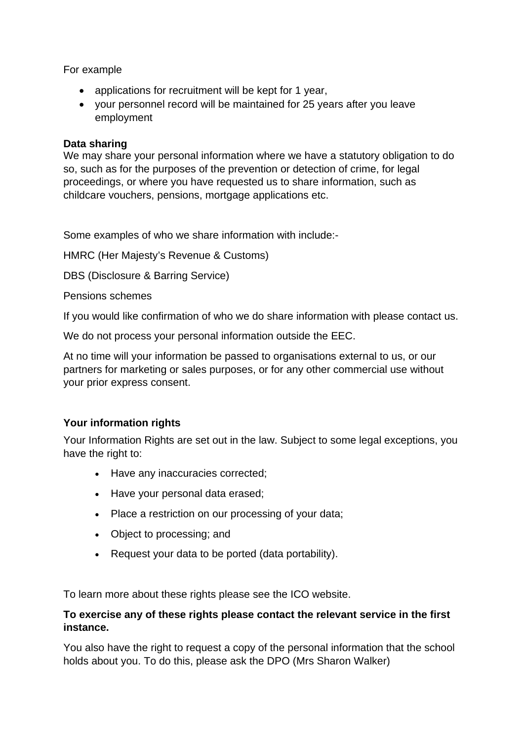For example

- applications for recruitment will be kept for 1 year,
- your personnel record will be maintained for 25 years after you leave employment

**Data sharing**
We may share your personal information where we have a statutory obligation to do so, such as for the purposes of the prevention or detection of crime, for legal proceedings, or where you have requested us to share information, such as childcare vouchers, pensions, mortgage applications etc.

Some examples of who we share information with include:-

HMRC (Her Majesty's Revenue & Customs)

DBS (Disclosure & Barring Service)

Pensions schemes

If you would like confirmation of who we do share information with please contact us.

We do not process your personal information outside the EEC.

At no time will your information be passed to organisations external to us, or our partners for marketing or sales purposes, or for any other commercial use without your prior express consent.

**Your information rights**

Your Information Rights are set out in the law. Subject to some legal exceptions, you have the right to:

- Have any inaccuracies corrected;
- Have your personal data erased;
- Place a restriction on our processing of your data;
- Object to processing; and
- Request your data to be ported (data portability).

To learn more about these rights please see the ICO website.

**To exercise any of these rights please contact the relevant service in the first instance.**

You also have the right to request a copy of the personal information that the school holds about you. To do this, please ask the DPO (Mrs Sharon Walker)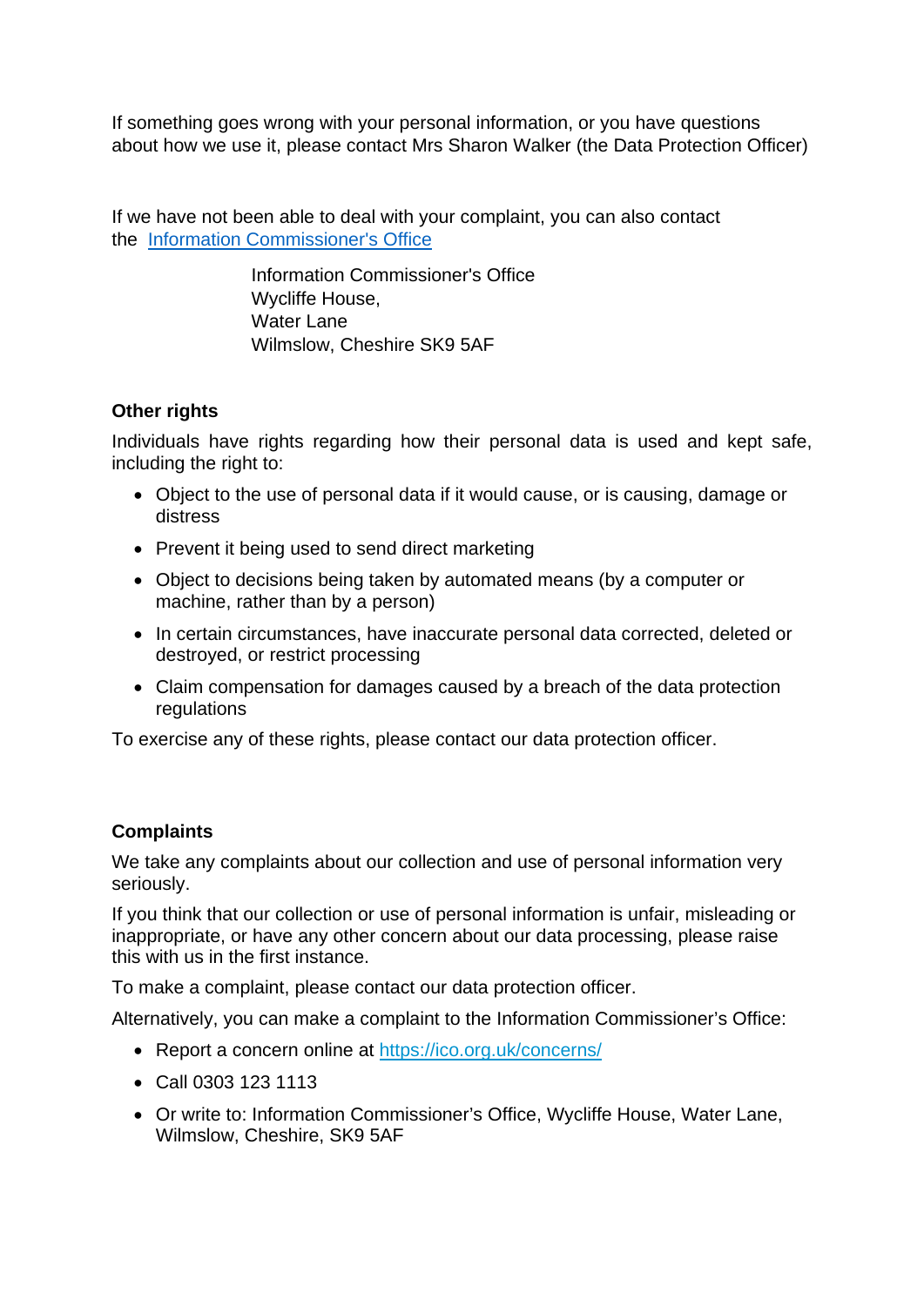If something goes wrong with your personal information, or you have questions about how we use it, please contact Mrs Sharon Walker (the Data Protection Officer)

If we have not been able to deal with your complaint, you can also contact the Information Commissioner's Office

Information Commissioner's Office
Wycliffe House,
Water Lane
Wilmslow, Cheshire SK9 5AF

**Other rights**

Individuals have rights regarding how their personal data is used and kept safe, including the right to:

- Object to the use of personal data if it would cause, or is causing, damage or distress
- Prevent it being used to send direct marketing
- Object to decisions being taken by automated means (by a computer or machine, rather than by a person)
- In certain circumstances, have inaccurate personal data corrected, deleted or destroyed, or restrict processing
- Claim compensation for damages caused by a breach of the data protection regulations

To exercise any of these rights, please contact our data protection officer.

**Complaints**

We take any complaints about our collection and use of personal information very seriously.

If you think that our collection or use of personal information is unfair, misleading or inappropriate, or have any other concern about our data processing, please raise this with us in the first instance.

To make a complaint, please contact our data protection officer.

Alternatively, you can make a complaint to the Information Commissioner's Office:

- Report a concern online at https://ico.org.uk/concerns/
- Call 0303 123 1113
- Or write to: Information Commissioner's Office, Wycliffe House, Water Lane, Wilmslow, Cheshire, SK9 5AF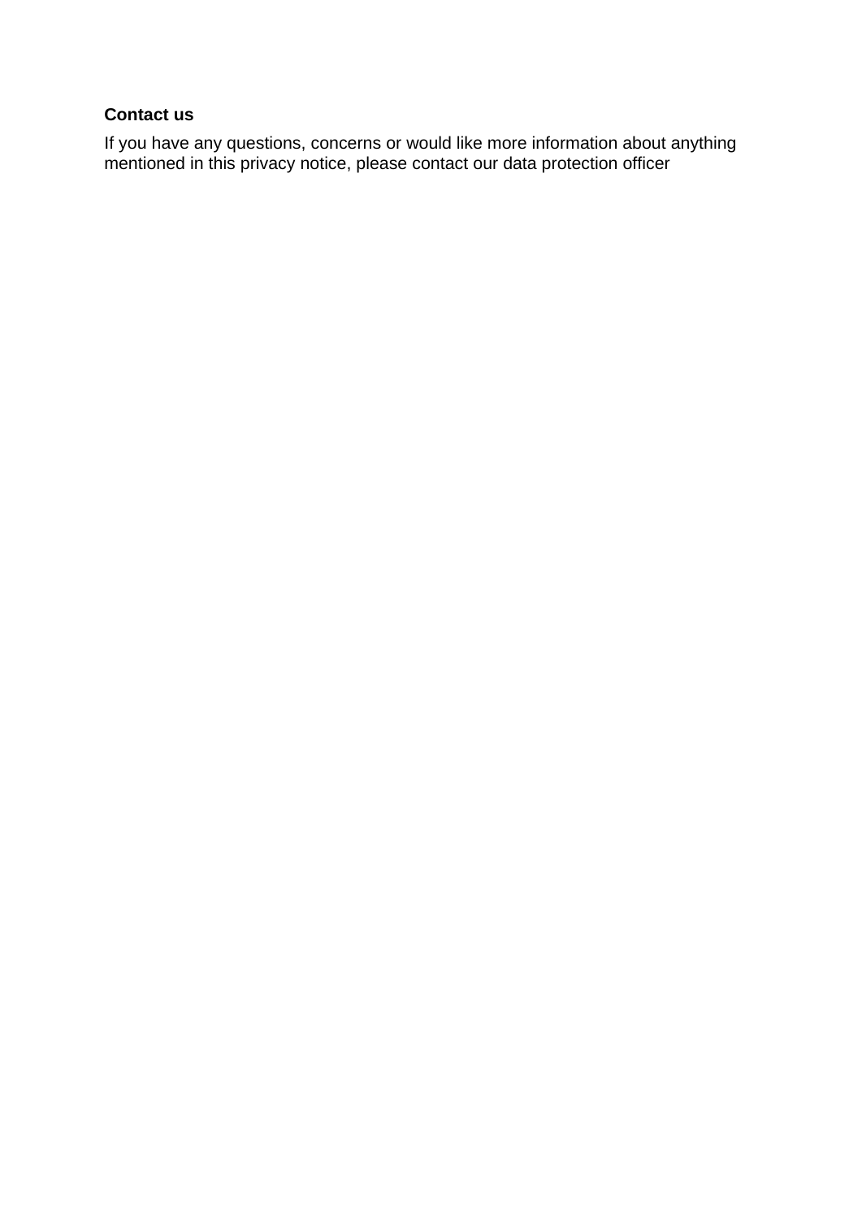**Contact us**

If you have any questions, concerns or would like more information about anything mentioned in this privacy notice, please contact our data protection officer